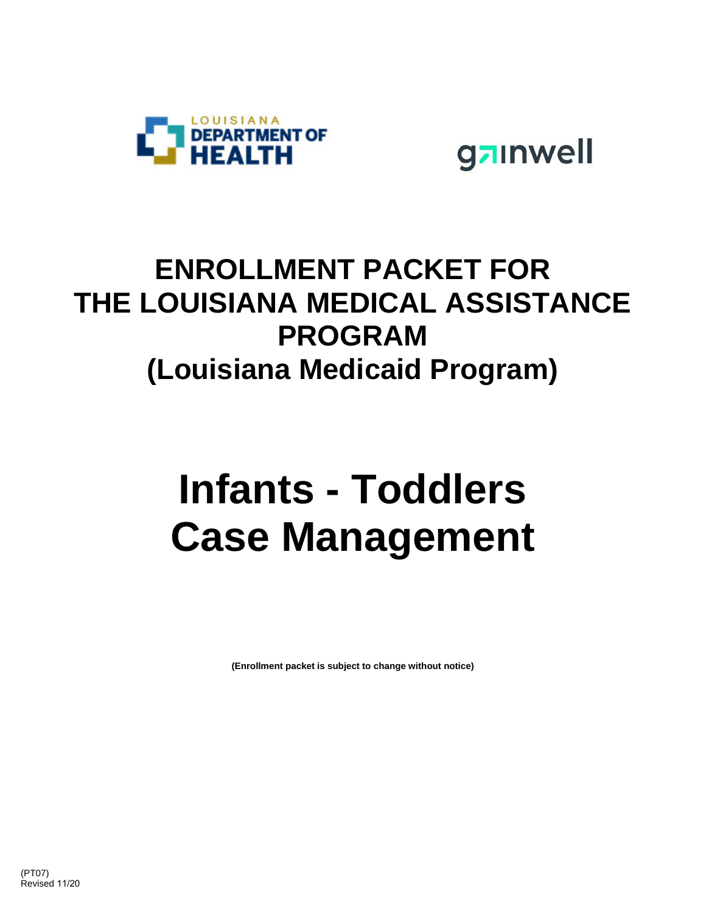LOUISIANA DEPARTMENT OF HEALTH

gainwell

# ENROLLMENT PACKET FOR THE LOUISIANA MEDICAL ASSISTANCE PROGRAM (Louisiana Medicaid Program)

# Infants - Toddlers Case Management

**(Enrollment packet is subject to change without notice)**

(PT07)
Revised 11/20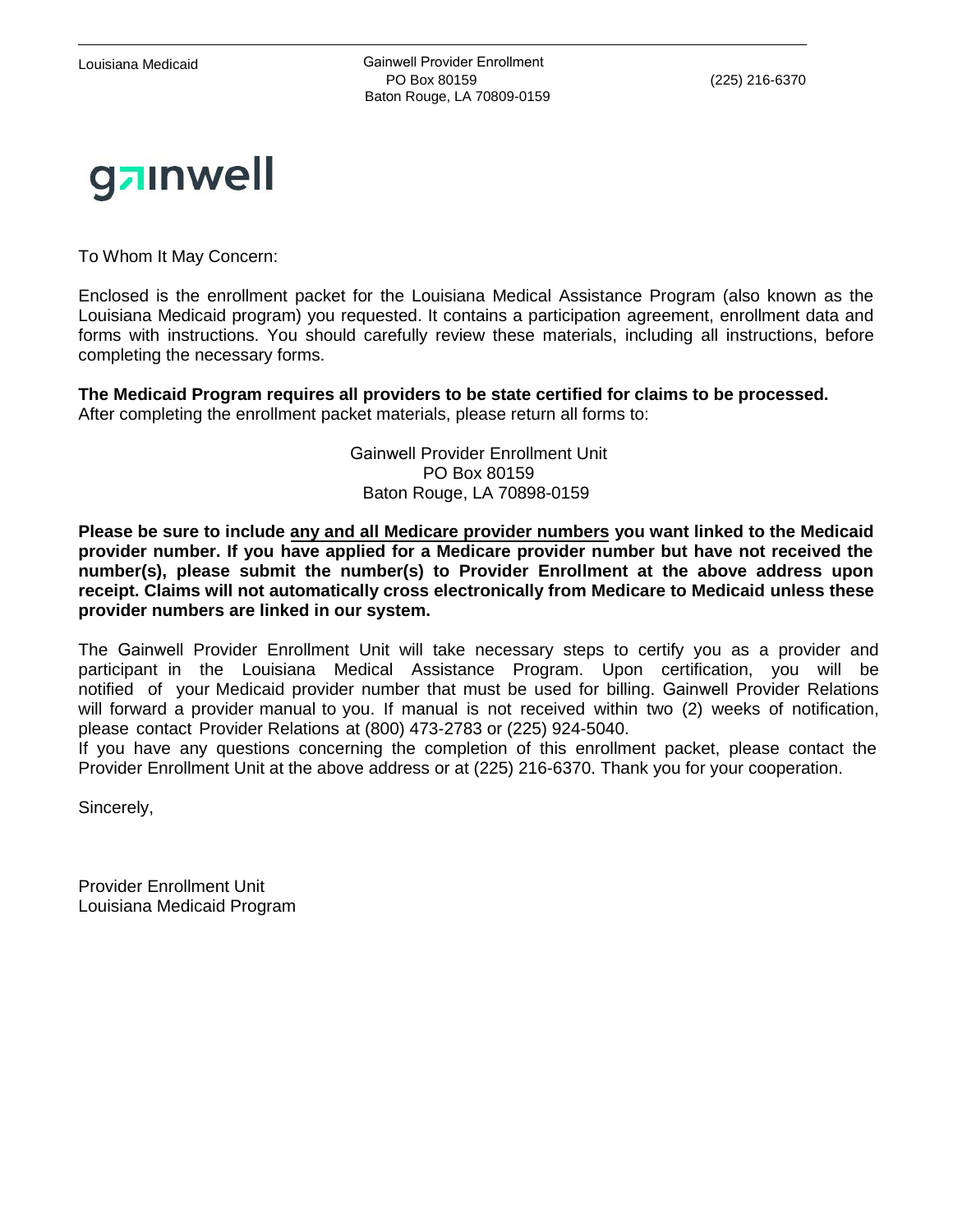Louisiana Medicaid

Gainwell Provider Enrollment
PO Box 80159
Baton Rouge, LA 70809-0159

(225) 216-6370

gainwell

To Whom It May Concern:

Enclosed is the enrollment packet for the Louisiana Medical Assistance Program (also known as the Louisiana Medicaid program) you requested. It contains a participation agreement, enrollment data and forms with instructions. You should carefully review these materials, including all instructions, before completing the necessary forms.

**The Medicaid Program requires all providers to be state certified for claims to be processed.** After completing the enrollment packet materials, please return all forms to:

Gainwell Provider Enrollment Unit
PO Box 80159
Baton Rouge, LA 70898-0159

**Please be sure to include any and all Medicare provider numbers you want linked to the Medicaid provider number. If you have applied for a Medicare provider number but have not received the number(s), please submit the number(s) to Provider Enrollment at the above address upon receipt. Claims will not automatically cross electronically from Medicare to Medicaid unless these provider numbers are linked in our system.**

The Gainwell Provider Enrollment Unit will take necessary steps to certify you as a provider and participant in the Louisiana Medical Assistance Program. Upon certification, you will be notified of your Medicaid provider number that must be used for billing. Gainwell Provider Relations will forward a provider manual to you. If manual is not received within two (2) weeks of notification, please contact Provider Relations at (800) 473-2783 or (225) 924-5040.

If you have any questions concerning the completion of this enrollment packet, please contact the Provider Enrollment Unit at the above address or at (225) 216-6370. Thank you for your cooperation.

Sincerely,

Provider Enrollment Unit
Louisiana Medicaid Program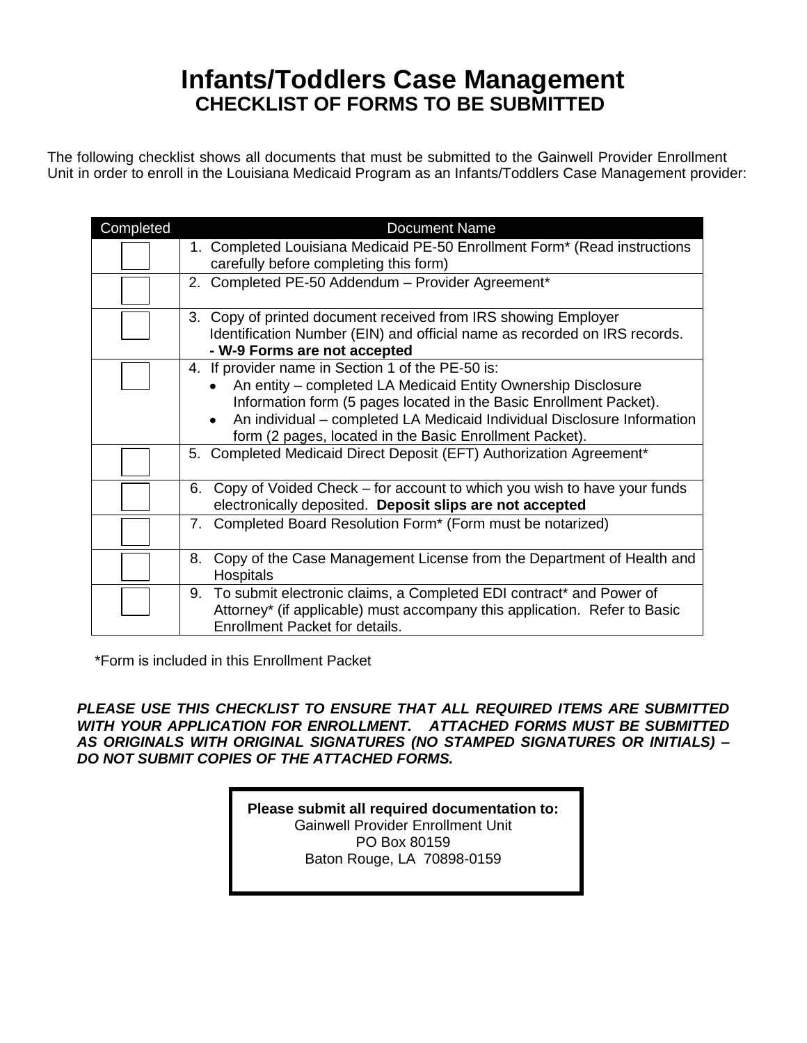# Infants/Toddlers Case Management

## CHECKLIST OF FORMS TO BE SUBMITTED

The following checklist shows all documents that must be submitted to the Gainwell Provider Enrollment Unit in order to enroll in the Louisiana Medicaid Program as an Infants/Toddlers Case Management provider:

| Completed | Document Name |
|---|---|
| ☐ | 1. Completed Louisiana Medicaid PE-50 Enrollment Form* (Read instructions carefully before completing this form) |
| ☐ | 2. Completed PE-50 Addendum – Provider Agreement* |
| ☐ | 3. Copy of printed document received from IRS showing Employer Identification Number (EIN) and official name as recorded on IRS records. **- W-9 Forms are not accepted** |
| ☐ | 4. If provider name in Section 1 of the PE-50 is:<br>• An entity – completed LA Medicaid Entity Ownership Disclosure Information form (5 pages located in the Basic Enrollment Packet).<br>• An individual – completed LA Medicaid Individual Disclosure Information form (2 pages, located in the Basic Enrollment Packet). |
| ☐ | 5. Completed Medicaid Direct Deposit (EFT) Authorization Agreement* |
| ☐ | 6. Copy of Voided Check – for account to which you wish to have your funds electronically deposited. **Deposit slips are not accepted** |
| ☐ | 7. Completed Board Resolution Form* (Form must be notarized) |
| ☐ | 8. Copy of the Case Management License from the Department of Health and Hospitals |
| ☐ | 9. To submit electronic claims, a Completed EDI contract* and Power of Attorney* (if applicable) must accompany this application. Refer to Basic Enrollment Packet for details. |

*Form is included in this Enrollment Packet

***PLEASE USE THIS CHECKLIST TO ENSURE THAT ALL REQUIRED ITEMS ARE SUBMITTED WITH YOUR APPLICATION FOR ENROLLMENT. ATTACHED FORMS MUST BE SUBMITTED AS ORIGINALS WITH ORIGINAL SIGNATURES (NO STAMPED SIGNATURES OR INITIALS) – DO NOT SUBMIT COPIES OF THE ATTACHED FORMS.***

**Please submit all required documentation to:**
Gainwell Provider Enrollment Unit
PO Box 80159
Baton Rouge, LA 70898-0159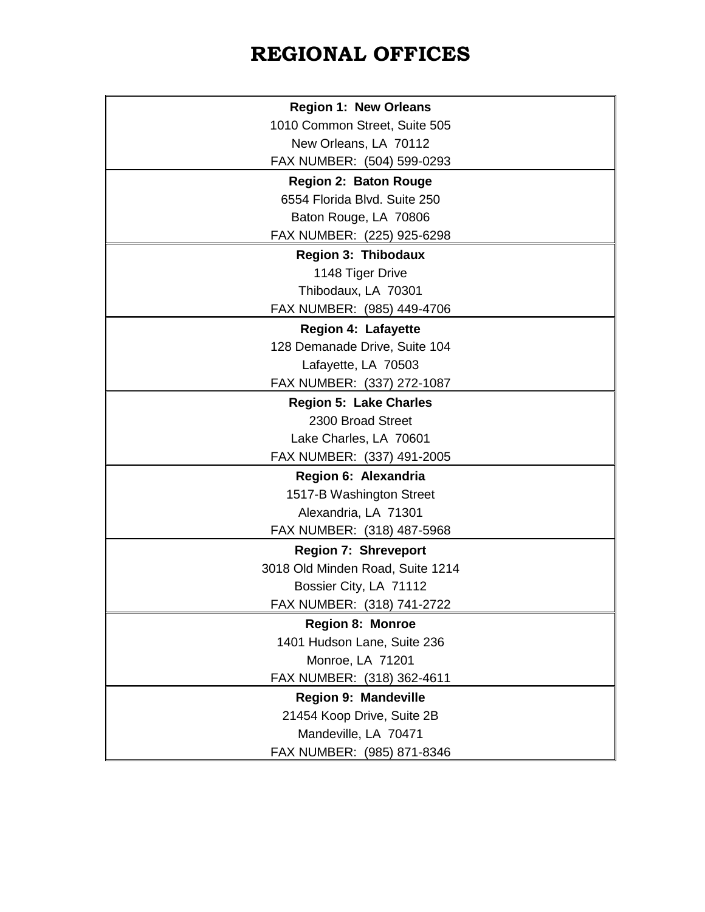# REGIONAL OFFICES

**Region 1: New Orleans**
1010 Common Street, Suite 505
New Orleans, LA 70112
FAX NUMBER: (504) 599-0293

**Region 2: Baton Rouge**
6554 Florida Blvd. Suite 250
Baton Rouge, LA 70806
FAX NUMBER: (225) 925-6298

**Region 3: Thibodaux**
1148 Tiger Drive
Thibodaux, LA 70301
FAX NUMBER: (985) 449-4706

**Region 4: Lafayette**
128 Demanade Drive, Suite 104
Lafayette, LA 70503
FAX NUMBER: (337) 272-1087

**Region 5: Lake Charles**
2300 Broad Street
Lake Charles, LA 70601
FAX NUMBER: (337) 491-2005

**Region 6: Alexandria**
1517-B Washington Street
Alexandria, LA 71301
FAX NUMBER: (318) 487-5968

**Region 7: Shreveport**
3018 Old Minden Road, Suite 1214
Bossier City, LA 71112
FAX NUMBER: (318) 741-2722

**Region 8: Monroe**
1401 Hudson Lane, Suite 236
Monroe, LA 71201
FAX NUMBER: (318) 362-4611

**Region 9: Mandeville**
21454 Koop Drive, Suite 2B
Mandeville, LA 70471
FAX NUMBER: (985) 871-8346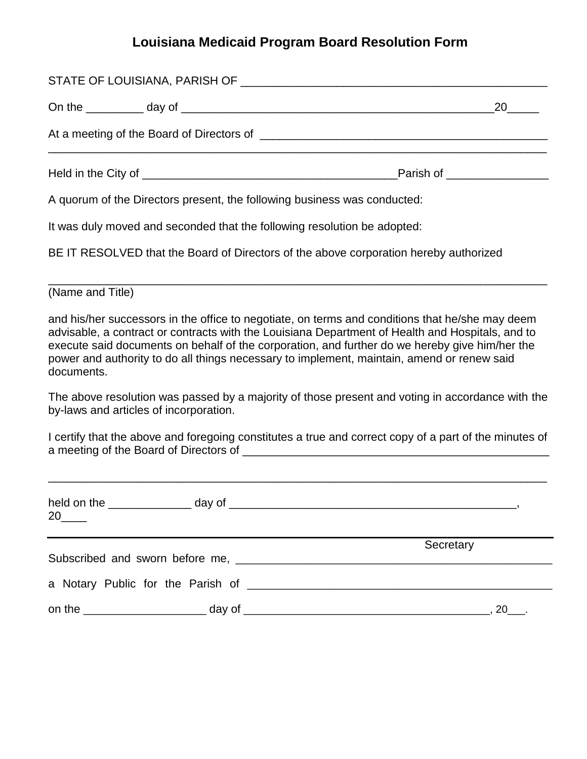# Louisiana Medicaid Program Board Resolution Form

STATE OF LOUISIANA, PARISH OF ______________________________________________

On the _________ day of _______________________________________________20_____

At a meeting of the Board of Directors of ___________________________________________
_______________________________________________________________________________

Held in the City of ______________________________________Parish of _______________

A quorum of the Directors present, the following business was conducted:

It was duly moved and seconded that the following resolution be adopted:

BE IT RESOLVED that the Board of Directors of the above corporation hereby authorized

_______________________________________________________________________________
(Name and Title)

and his/her successors in the office to negotiate, on terms and conditions that he/she may deem advisable, a contract or contracts with the Louisiana Department of Health and Hospitals, and to execute said documents on behalf of the corporation, and further do we hereby give him/her the power and authority to do all things necessary to implement, maintain, amend or renew said documents.

The above resolution was passed by a majority of those present and voting in accordance with the by-laws and articles of incorporation.

I certify that the above and foregoing constitutes a true and correct copy of a part of the minutes of a meeting of the Board of Directors of ________________________________________________

_______________________________________________________________________________

held on the _____________ day of ____________________________________________, 20____

_______________________________________________________________________________
Secretary

Subscribed and sworn before me, ________________________________________________

a Notary Public for the Parish of ________________________________________________

on the ___________________ day of ____________________________________, 20___.